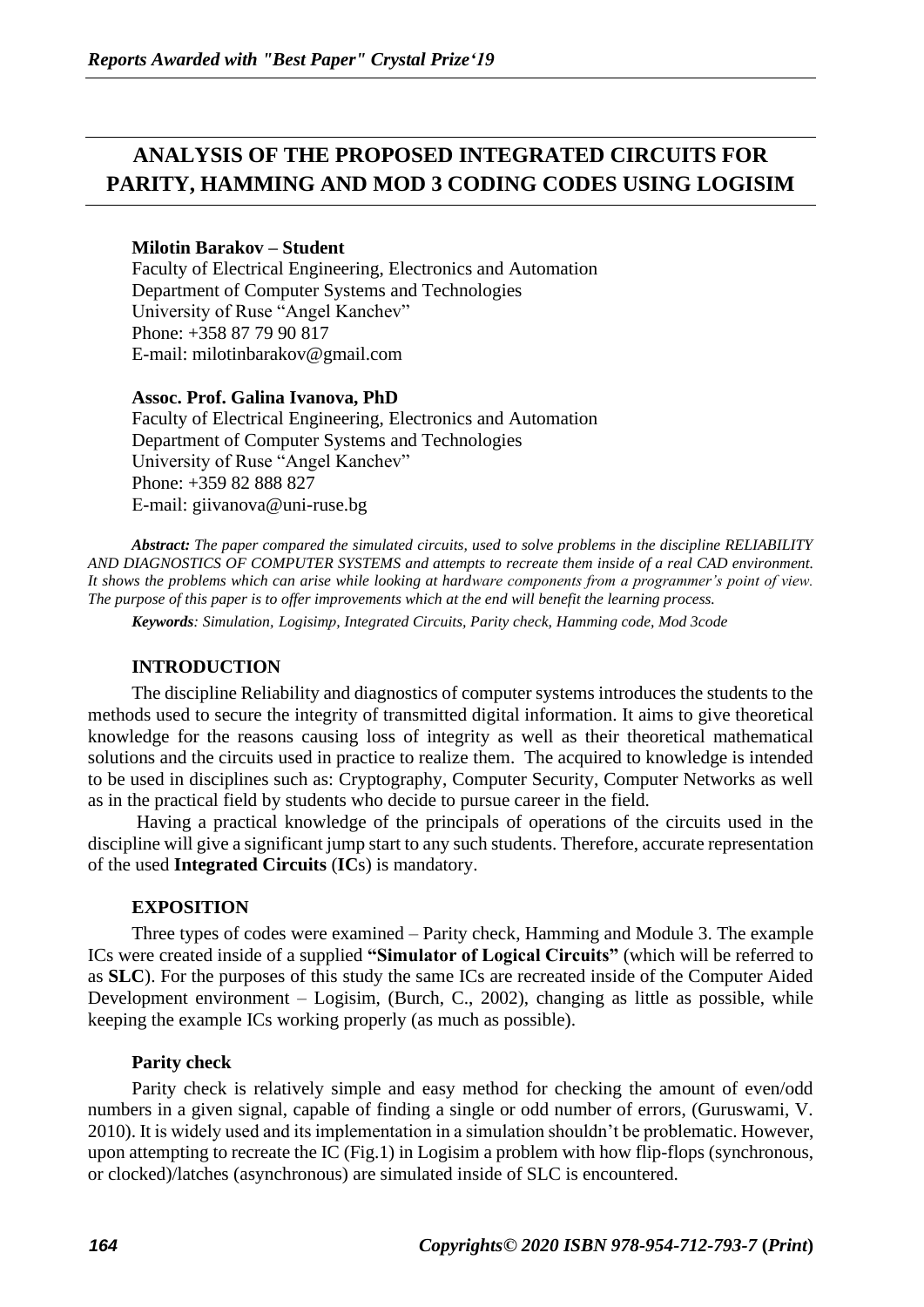# ANALYSIS OF THE PROPOSED INTEGRATED CIRCUITS FOR PARITY, HAMMING AND MOD 3 CODING CODES USING LOGISIM

**Milotin Barakov – Student**
Faculty of Electrical Engineering, Electronics and Automation
Department of Computer Systems and Technologies
University of Ruse "Angel Kanchev"
Phone: +358 87 79 90 817
E-mail: milotinbarakov@gmail.com

**Assoc. Prof. Galina Ivanova, PhD**
Faculty of Electrical Engineering, Electronics and Automation
Department of Computer Systems and Technologies
University of Ruse "Angel Kanchev"
Phone: +359 82 888 827
E-mail: giivanova@uni-ruse.bg

***Abstract:*** *The paper compared the simulated circuits, used to solve problems in the discipline RELIABILITY AND DIAGNOSTICS OF COMPUTER SYSTEMS and attempts to recreate them inside of a real CAD environment. It shows the problems which can arise while looking at hardware components from a programmer's point of view. The purpose of this paper is to offer improvements which at the end will benefit the learning process.*

***Keywords****: Simulation, Logisimp, Integrated Circuits, Parity check, Hamming code, Mod 3code*

## INTRODUCTION

The discipline Reliability and diagnostics of computer systems introduces the students to the methods used to secure the integrity of transmitted digital information. It aims to give theoretical knowledge for the reasons causing loss of integrity as well as their theoretical mathematical solutions and the circuits used in practice to realize them. The acquired to knowledge is intended to be used in disciplines such as: Cryptography, Computer Security, Computer Networks as well as in the practical field by students who decide to pursue career in the field.

Having a practical knowledge of the principals of operations of the circuits used in the discipline will give a significant jump start to any such students. Therefore, accurate representation of the used **Integrated Circuits** (**IC**s) is mandatory.

## EXPOSITION

Three types of codes were examined – Parity check, Hamming and Module 3. The example ICs were created inside of a supplied **"Simulator of Logical Circuits"** (which will be referred to as **SLC**). For the purposes of this study the same ICs are recreated inside of the Computer Aided Development environment – Logisim, (Burch, C., 2002), changing as little as possible, while keeping the example ICs working properly (as much as possible).

### Parity check

Parity check is relatively simple and easy method for checking the amount of even/odd numbers in a given signal, capable of finding a single or odd number of errors, (Guruswami, V. 2010). It is widely used and its implementation in a simulation shouldn't be problematic. However, upon attempting to recreate the IC (Fig.1) in Logisim a problem with how flip-flops (synchronous, or clocked)/latches (asynchronous) are simulated inside of SLC is encountered.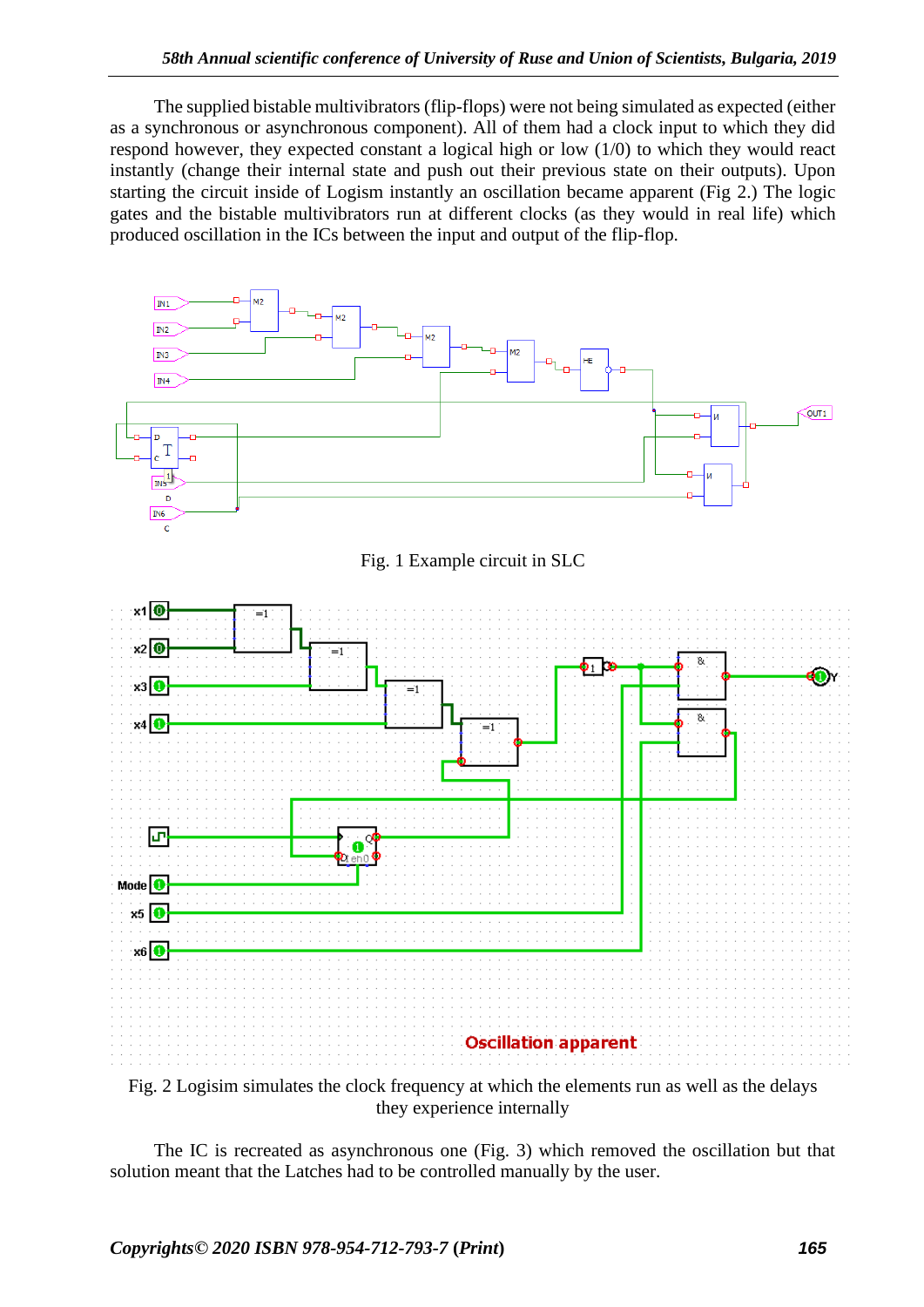The supplied bistable multivibrators (flip-flops) were not being simulated as expected (either as a synchronous or asynchronous component). All of them had a clock input to which they did respond however, they expected constant a logical high or low (1/0) to which they would react instantly (change their internal state and push out their previous state on their outputs). Upon starting the circuit inside of Logism instantly an oscillation became apparent (Fig 2.) The logic gates and the bistable multivibrators run at different clocks (as they would in real life) which produced oscillation in the ICs between the input and output of the flip-flop.

Fig. 1 Example circuit in SLC

Fig. 2 Logisim simulates the clock frequency at which the elements run as well as the delays they experience internally

The IC is recreated as asynchronous one (Fig. 3) which removed the oscillation but that solution meant that the Latches had to be controlled manually by the user.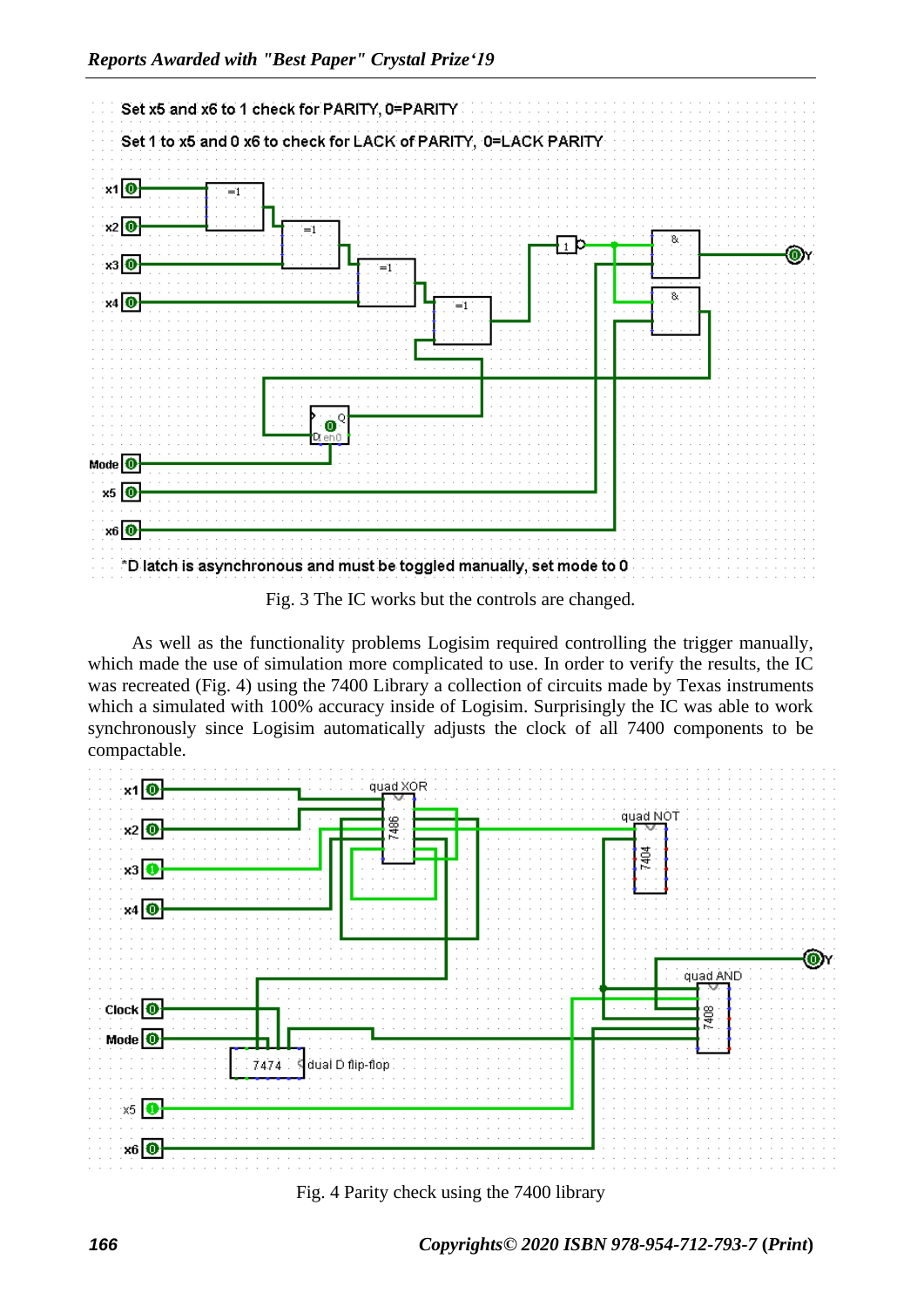Set x5 and x6 to 1 check for PARITY, 0=PARITY

Set 1 to x5 and 0 x6 to check for LACK of PARITY, 0=LACK PARITY

*D latch is asynchronous and must be toggled manually, set mode to 0

Fig. 3 The IC works but the controls are changed.

As well as the functionality problems Logisim required controlling the trigger manually, which made the use of simulation more complicated to use. In order to verify the results, the IC was recreated (Fig. 4) using the 7400 Library a collection of circuits made by Texas instruments which a simulated with 100% accuracy inside of Logisim. Surprisingly the IC was able to work synchronously since Logisim automatically adjusts the clock of all 7400 components to be compactable.

Fig. 4 Parity check using the 7400 library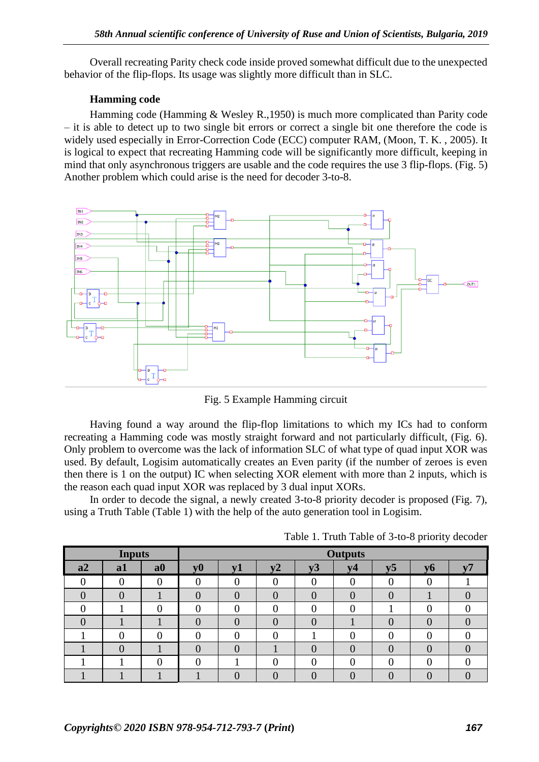Overall recreating Parity check code inside proved somewhat difficult due to the unexpected behavior of the flip-flops. Its usage was slightly more difficult than in SLC.

### Hamming code

Hamming code (Hamming & Wesley R.,1950) is much more complicated than Parity code – it is able to detect up to two single bit errors or correct a single bit one therefore the code is widely used especially in Error-Correction Code (ECC) computer RAM, (Moon, T. K. , 2005). It is logical to expect that recreating Hamming code will be significantly more difficult, keeping in mind that only asynchronous triggers are usable and the code requires the use 3 flip-flops. (Fig. 5) Another problem which could arise is the need for decoder 3-to-8.

Fig. 5 Example Hamming circuit

Having found a way around the flip-flop limitations to which my ICs had to conform recreating a Hamming code was mostly straight forward and not particularly difficult, (Fig. 6). Only problem to overcome was the lack of information SLC of what type of quad input XOR was used. By default, Logisim automatically creates an Even parity (if the number of zeroes is even then there is 1 on the output) IC when selecting XOR element with more than 2 inputs, which is the reason each quad input XOR was replaced by 3 dual input XORs.

In order to decode the signal, a newly created 3-to-8 priority decoder is proposed (Fig. 7), using a Truth Table (Table 1) with the help of the auto generation tool in Logisim.

Table 1. Truth Table of 3-to-8 priority decoder

| Inputs | | | Outputs | | | | | | | |
|---|---|---|---|---|---|---|---|---|---|---|
| a2 | a1 | a0 | y0 | y1 | y2 | y3 | y4 | y5 | y6 | y7 |
| 0 | 0 | 0 | 0 | 0 | 0 | 0 | 0 | 0 | 0 | 1 |
| 0 | 0 | 1 | 0 | 0 | 0 | 0 | 0 | 0 | 1 | 0 |
| 0 | 1 | 0 | 0 | 0 | 0 | 0 | 0 | 1 | 0 | 0 |
| 0 | 1 | 1 | 0 | 0 | 0 | 0 | 1 | 0 | 0 | 0 |
| 1 | 0 | 0 | 0 | 0 | 0 | 1 | 0 | 0 | 0 | 0 |
| 1 | 0 | 1 | 0 | 0 | 1 | 0 | 0 | 0 | 0 | 0 |
| 1 | 1 | 0 | 0 | 1 | 0 | 0 | 0 | 0 | 0 | 0 |
| 1 | 1 | 1 | 1 | 0 | 0 | 0 | 0 | 0 | 0 | 0 |

***Copyrights© 2020 ISBN 978-954-712-793-7 (Print)***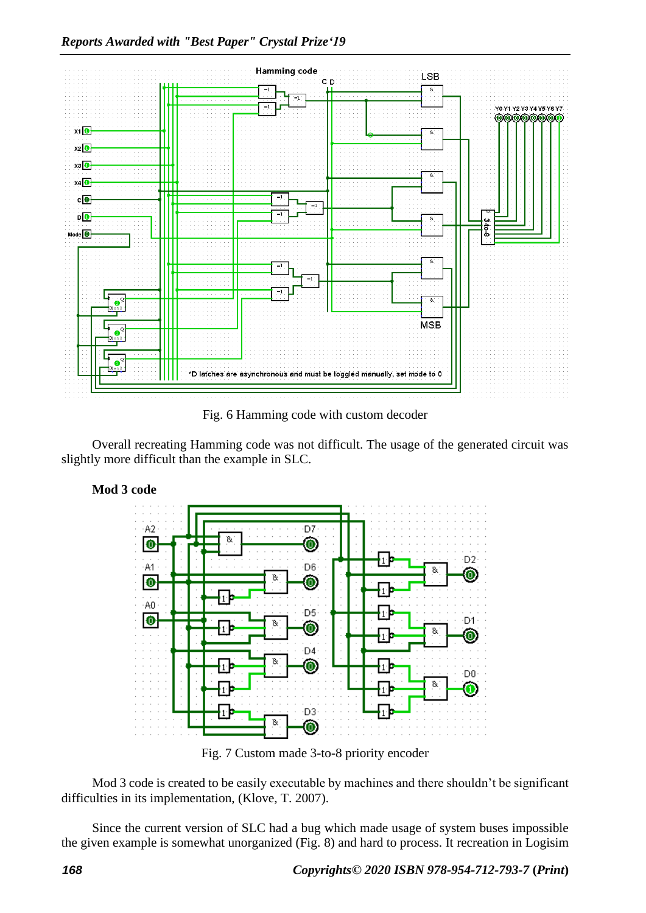Fig. 6 Hamming code with custom decoder

Overall recreating Hamming code was not difficult. The usage of the generated circuit was slightly more difficult than the example in SLC.

**Mod 3 code**

Fig. 7 Custom made 3-to-8 priority encoder

Mod 3 code is created to be easily executable by machines and there shouldn't be significant difficulties in its implementation, (Klove, T. 2007).

Since the current version of SLC had a bug which made usage of system buses impossible the given example is somewhat unorganized (Fig. 8) and hard to process. It recreation in Logisim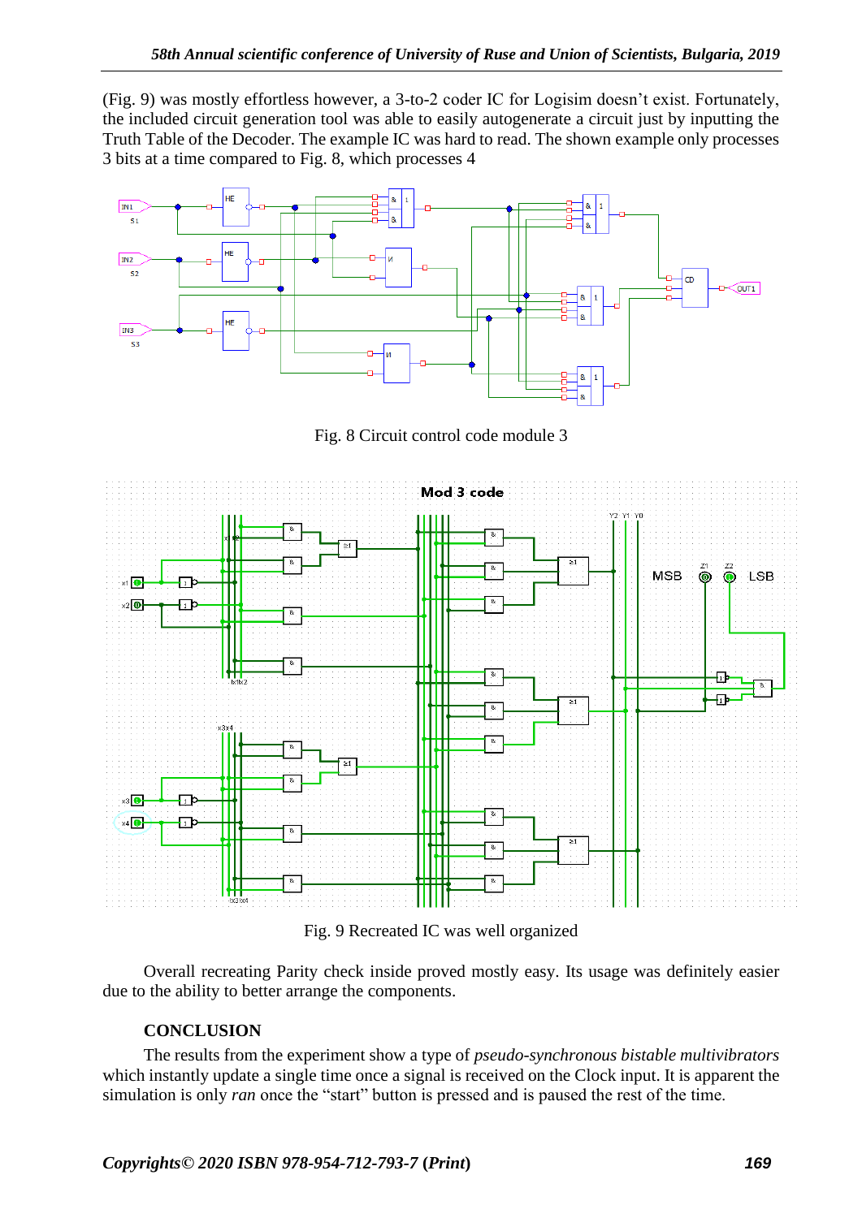(Fig. 9) was mostly effortless however, a 3-to-2 coder IC for Logisim doesn't exist. Fortunately, the included circuit generation tool was able to easily autogenerate a circuit just by inputting the Truth Table of the Decoder. The example IC was hard to read. The shown example only processes 3 bits at a time compared to Fig. 8, which processes 4

Fig. 8 Circuit control code module 3

Fig. 9 Recreated IC was well organized

Overall recreating Parity check inside proved mostly easy. Its usage was definitely easier due to the ability to better arrange the components.

## CONCLUSION

The results from the experiment show a type of *pseudo-synchronous bistable multivibrators* which instantly update a single time once a signal is received on the Clock input. It is apparent the simulation is only *ran* once the "start" button is pressed and is paused the rest of the time.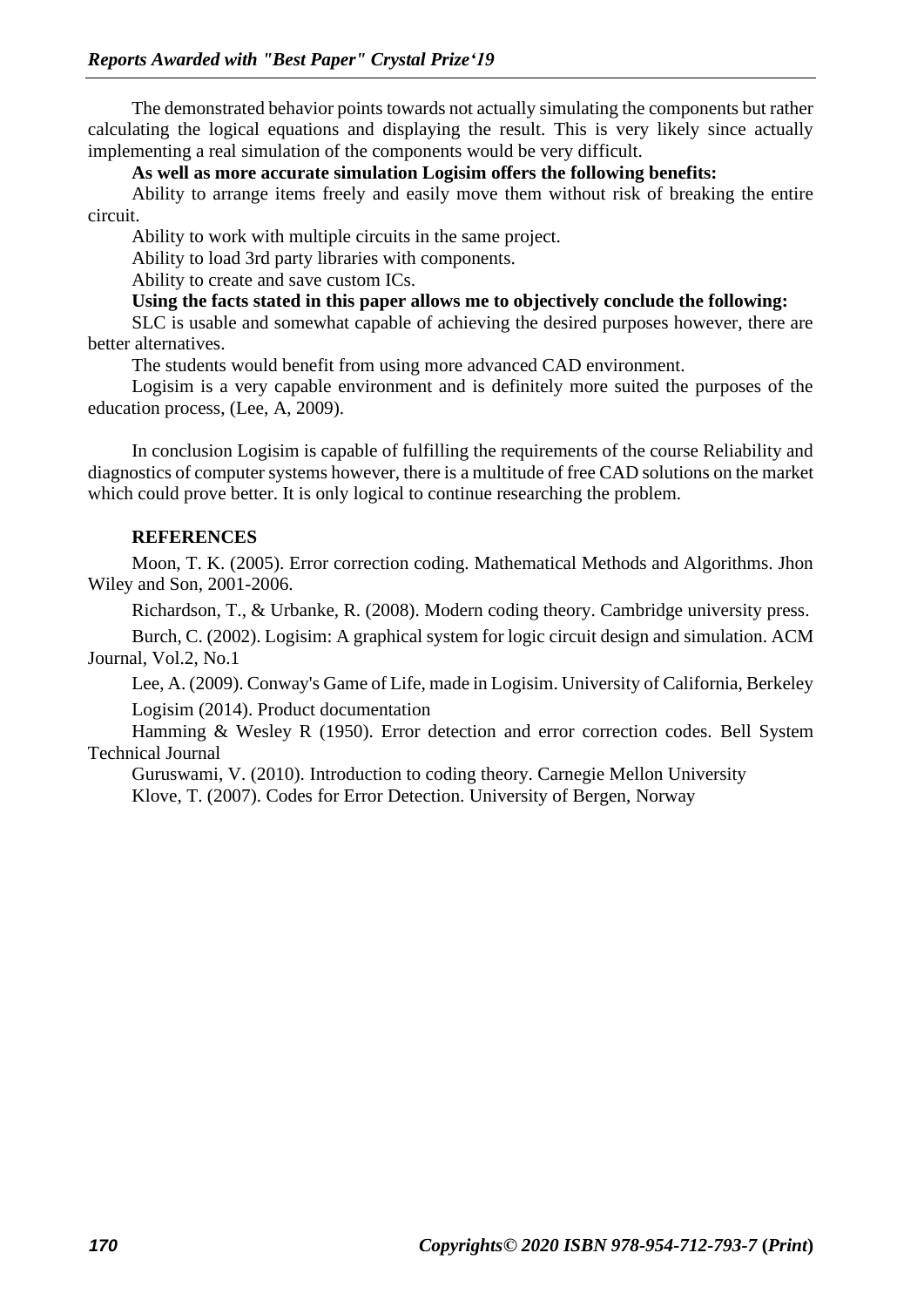The demonstrated behavior points towards not actually simulating the components but rather calculating the logical equations and displaying the result. This is very likely since actually implementing a real simulation of the components would be very difficult.

**As well as more accurate simulation Logisim offers the following benefits:**

Ability to arrange items freely and easily move them without risk of breaking the entire circuit.

Ability to work with multiple circuits in the same project.

Ability to load 3rd party libraries with components.

Ability to create and save custom ICs.

**Using the facts stated in this paper allows me to objectively conclude the following:**

SLC is usable and somewhat capable of achieving the desired purposes however, there are better alternatives.

The students would benefit from using more advanced CAD environment.

Logisim is a very capable environment and is definitely more suited the purposes of the education process, (Lee, A, 2009).

In conclusion Logisim is capable of fulfilling the requirements of the course Reliability and diagnostics of computer systems however, there is a multitude of free CAD solutions on the market which could prove better. It is only logical to continue researching the problem.

**REFERENCES**

Moon, T. K. (2005). Error correction coding. Mathematical Methods and Algorithms. Jhon Wiley and Son, 2001-2006.

Richardson, T., & Urbanke, R. (2008). Modern coding theory. Cambridge university press.

Burch, C. (2002). Logisim: A graphical system for logic circuit design and simulation. ACM Journal, Vol.2, No.1

Lee, A. (2009). Conway's Game of Life, made in Logisim. University of California, Berkeley

Logisim (2014). Product documentation

Hamming & Wesley R (1950). Error detection and error correction codes. Bell System Technical Journal

Guruswami, V. (2010). Introduction to coding theory. Carnegie Mellon University

Klove, T. (2007). Codes for Error Detection. University of Bergen, Norway